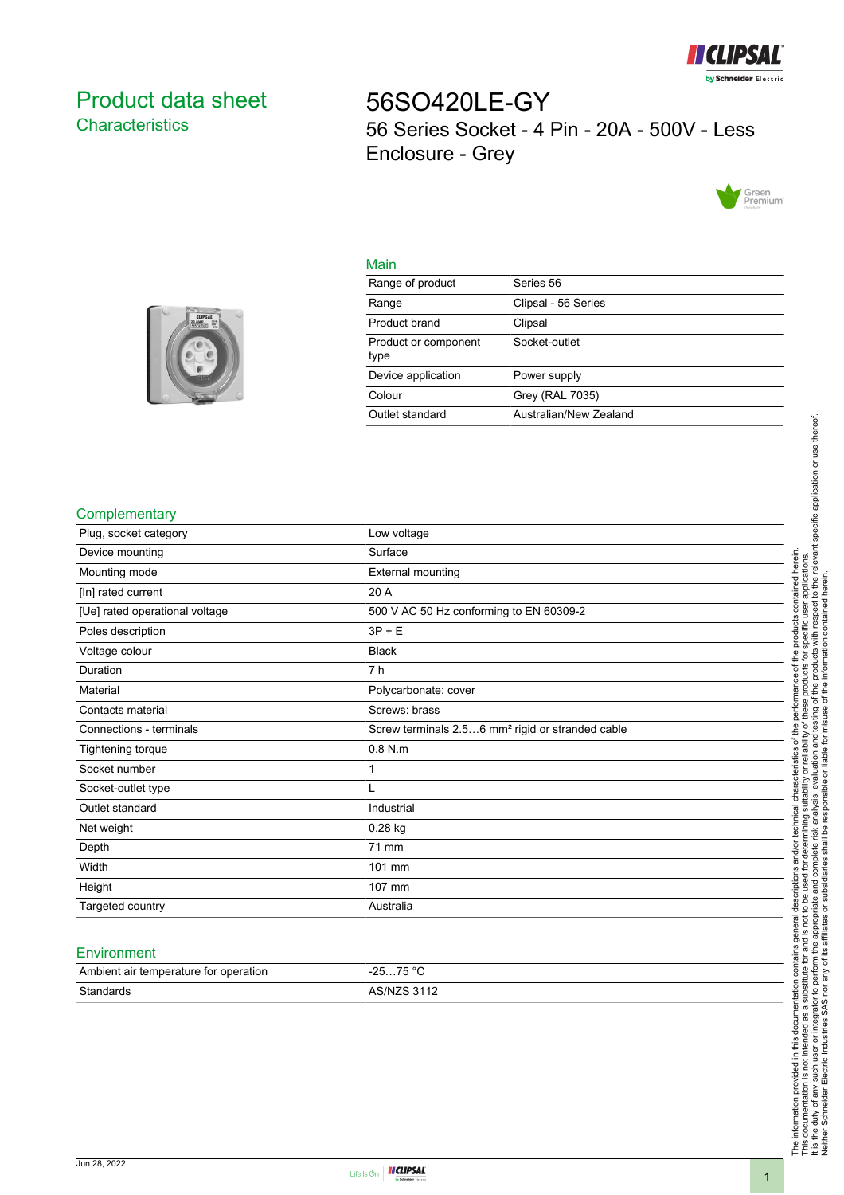# Product data sheet

## Characteristics

# 56SO420LE-GY

56 Series Socket - 4 Pin - 20A - 500V - Less Enclosure - Grey

## Main

| | |
|---|---|
| Range of product | Series 56 |
| Range | Clipsal - 56 Series |
| Product brand | Clipsal |
| Product or component type | Socket-outlet |
| Device application | Power supply |
| Colour | Grey (RAL 7035) |
| Outlet standard | Australian/New Zealand |

## Complementary

| | |
|---|---|
| Plug, socket category | Low voltage |
| Device mounting | Surface |
| Mounting mode | External mounting |
| [In] rated current | 20 A |
| [Ue] rated operational voltage | 500 V AC 50 Hz conforming to EN 60309-2 |
| Poles description | 3P + E |
| Voltage colour | Black |
| Duration | 7 h |
| Material | Polycarbonate: cover |
| Contacts material | Screws: brass |
| Connections - terminals | Screw terminals 2.5…6 mm² rigid or stranded cable |
| Tightening torque | 0.8 N.m |
| Socket number | 1 |
| Socket-outlet type | L |
| Outlet standard | Industrial |
| Net weight | 0.28 kg |
| Depth | 71 mm |
| Width | 101 mm |
| Height | 107 mm |
| Targeted country | Australia |

## Environment

| | |
|---|---|
| Ambient air temperature for operation | -25…75 °C |
| Standards | AS/NZS 3112 |

The information provided in this documentation contains general descriptions and/or technical characteristics of the performance of the products contained herein. This documentation is not intended as a substitute for and is not to be used for determining suitability or reliability of these products for specific user applications. It is the duty of any such user or integrator to perform the appropriate and complete risk analysis, evaluation and testing of the products with respect to the relevant specific application or use thereof. Neither Schneider Electric Industries SAS nor any of its affiliates or subsidiaries shall be responsible or liable for misuse of the information contained herein.

Jun 28, 2022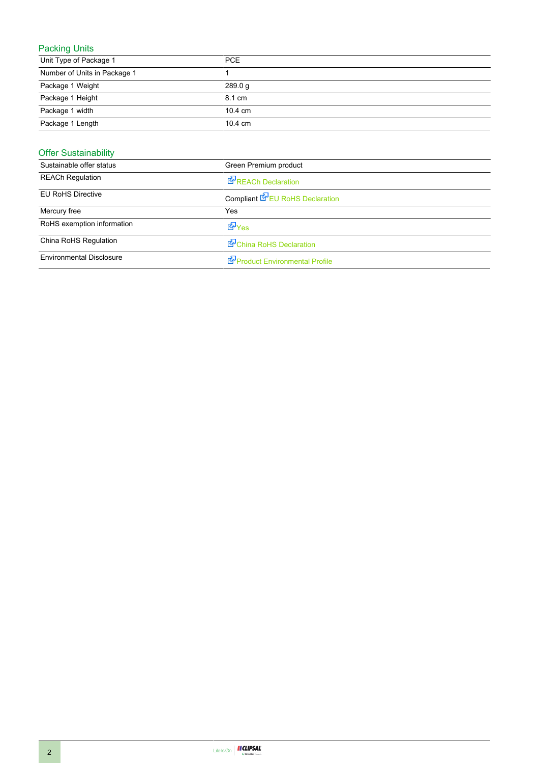## Packing Units

| | |
|---|---|
| Unit Type of Package 1 | PCE |
| Number of Units in Package 1 | 1 |
| Package 1 Weight | 289.0 g |
| Package 1 Height | 8.1 cm |
| Package 1 width | 10.4 cm |
| Package 1 Length | 10.4 cm |

## Offer Sustainability

| | |
|---|---|
| Sustainable offer status | Green Premium product |
| REACh Regulation | REACh Declaration |
| EU RoHS Directive | Compliant EU RoHS Declaration |
| Mercury free | Yes |
| RoHS exemption information | Yes |
| China RoHS Regulation | China RoHS Declaration |
| Environmental Disclosure | Product Environmental Profile |